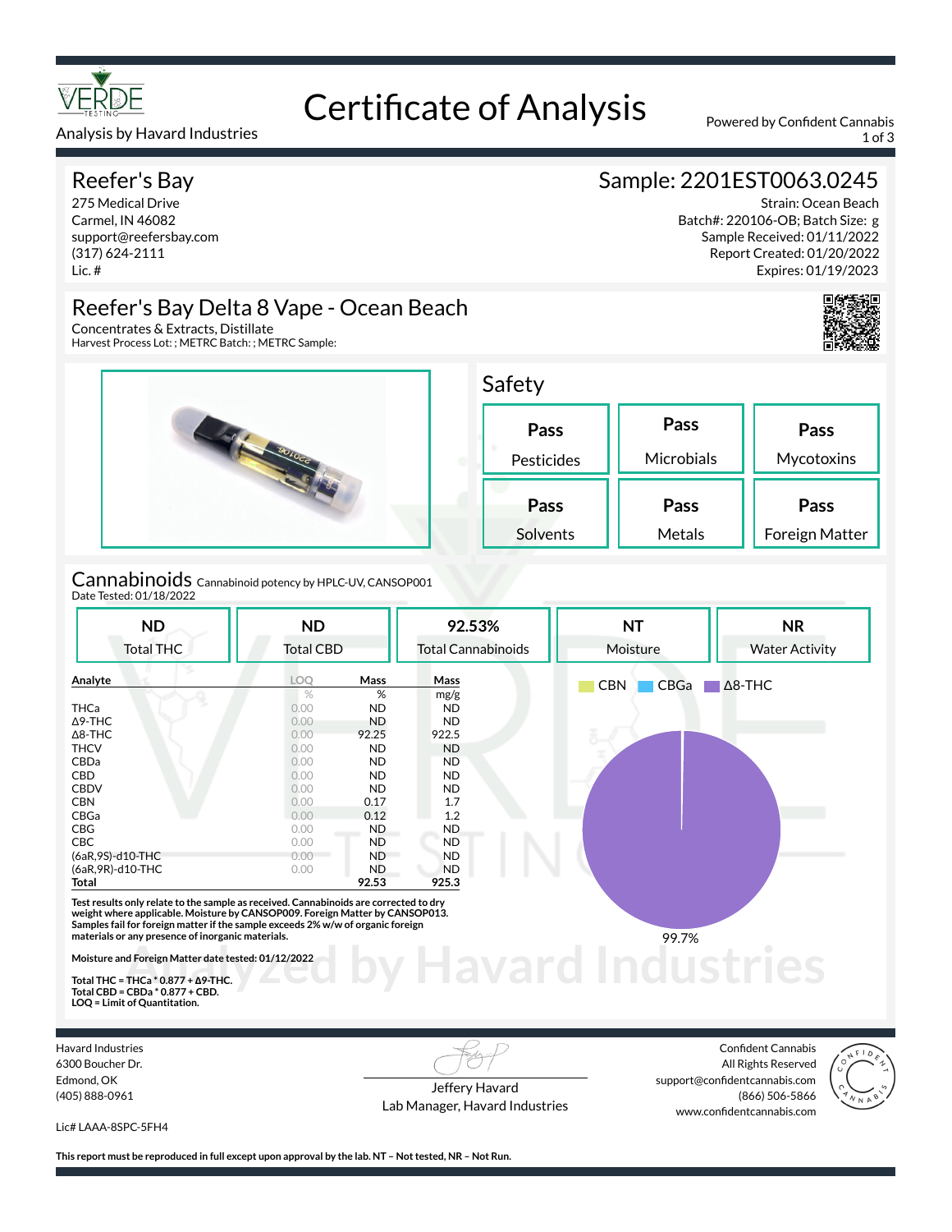# Certificate of Analysis

VERDE TESTING

Analysis by Havard Industries

Powered by Confident Cannabis

## Reefer's Bay

275 Medical Drive
Carmel, IN 46082
support@reefersbay.com
(317) 624-2111
Lic. #

## Sample: 2201EST0063.0245

Strain: Ocean Beach
Batch#: 220106-OB; Batch Size: g
Sample Received: 01/11/2022
Report Created: 01/20/2022
Expires: 01/19/2023

## Reefer's Bay Delta 8 Vape - Ocean Beach

Concentrates & Extracts, Distillate
Harvest Process Lot: ; METRC Batch: ; METRC Sample:

## Safety

| Pesticides | Microbials | Mycotoxins |
|---|---|---|
| Pass | Pass | Pass |

| Solvents | Metals | Foreign Matter |
|---|---|---|
| Pass | Pass | Pass |

## Cannabinoids

Cannabinoid potency by HPLC-UV, CANSOP001
Date Tested: 01/18/2022

| Total THC | Total CBD | Total Cannabinoids | Moisture | Water Activity |
|---|---|---|---|---|
| ND | ND | 92.53% | NT | NR |

| Analyte | LOQ | Mass | Mass |
|---|---|---|---|
| | % | % | mg/g |
| THCa | 0.00 | ND | ND |
| Δ9-THC | 0.00 | ND | ND |
| Δ8-THC | 0.00 | 92.25 | 922.5 |
| THCV | 0.00 | ND | ND |
| CBDa | 0.00 | ND | ND |
| CBD | 0.00 | ND | ND |
| CBDV | 0.00 | ND | ND |
| CBN | 0.00 | 0.17 | 1.7 |
| CBGa | 0.00 | 0.12 | 1.2 |
| CBG | 0.00 | ND | ND |
| CBC | 0.00 | ND | ND |
| (6aR,9S)-d10-THC | 0.00 | ND | ND |
| (6aR,9R)-d10-THC | 0.00 | ND | ND |
| **Total** | | **92.53** | **925.3** |

CBN | CBGa | Δ8-THC

99.7%

**Test results only relate to the sample as received. Cannabinoids are corrected to dry weight where applicable. Moisture by CANSOP009. Foreign Matter by CANSOP013. Samples fail for foreign matter if the sample exceeds 2% w/w of organic foreign materials or any presence of inorganic materials.**

**Moisture and Foreign Matter date tested: 01/12/2022**

**Total THC = THCa * 0.877 + Δ9-THC.**
**Total CBD = CBDa * 0.877 + CBD.**
**LOQ = Limit of Quantitation.**

Analyzed by Havard Industries

Havard Industries
6300 Boucher Dr.
Edmond, OK
(405) 888-0961

Lic# LAAA-8SPC-5FH4

Jeffery Havard
Lab Manager, Havard Industries

Confident Cannabis
All Rights Reserved
support@confidentcannabis.com
(866) 506-5866
www.confidentcannabis.com

**This report must be reproduced in full except upon approval by the lab. NT – Not tested, NR – Not Run.**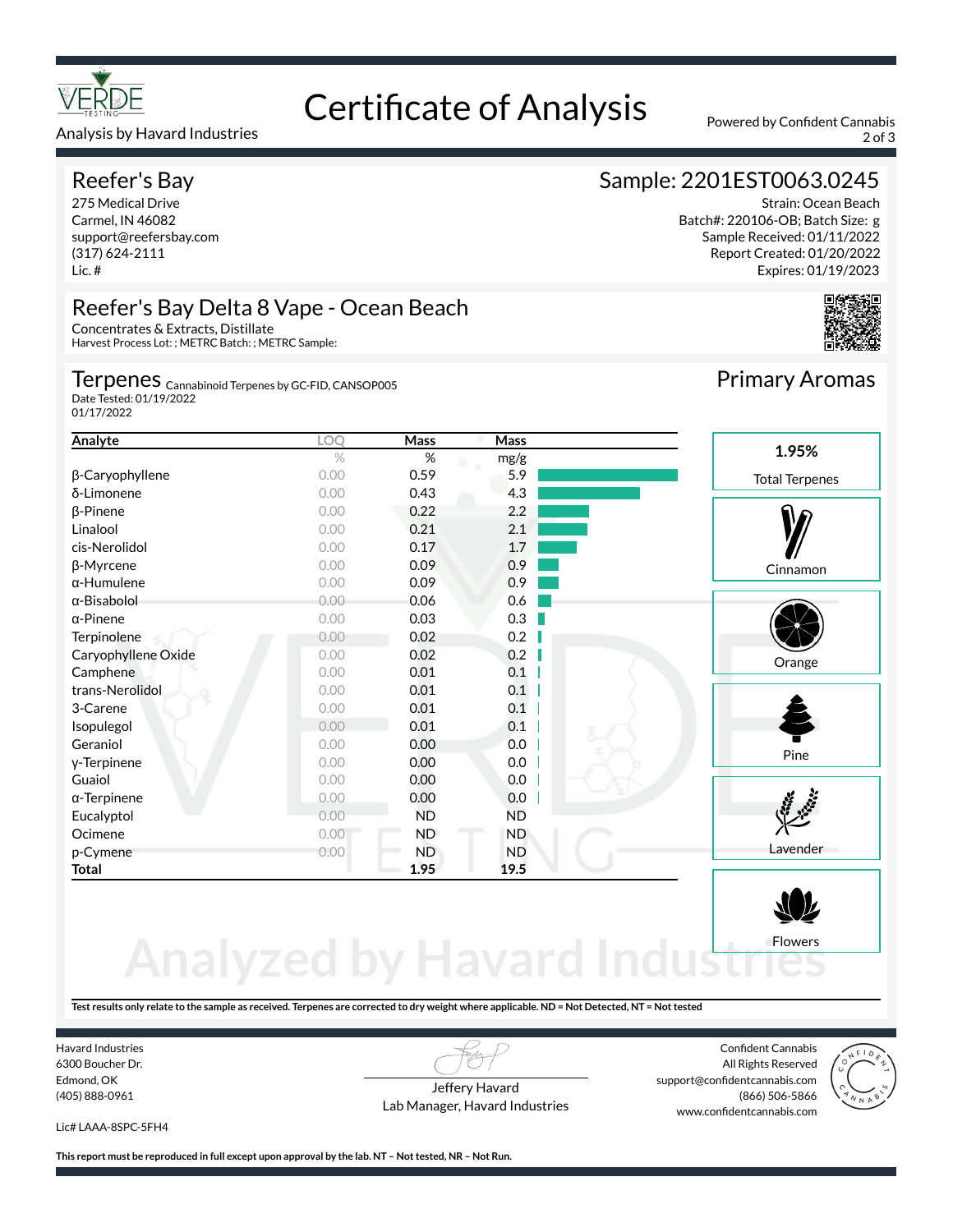# Certificate of Analysis

Analysis by Havard Industries

Powered by Confident Cannabis

## Reefer's Bay

275 Medical Drive
Carmel, IN 46082
support@reefersbay.com
(317) 624-2111
Lic. #

## Sample: 2201EST0063.0245

Strain: Ocean Beach
Batch#: 220106-OB; Batch Size: g
Sample Received: 01/11/2022
Report Created: 01/20/2022
Expires: 01/19/2023

## Reefer's Bay Delta 8 Vape - Ocean Beach

Concentrates & Extracts, Distillate
Harvest Process Lot: ; METRC Batch: ; METRC Sample:

## Terpenes

Cannabinoid Terpenes by GC-FID, CANSOP005
Date Tested: 01/19/2022
01/17/2022

| Analyte | LOQ | Mass | Mass |
|---|---|---|---|
| | % | % | mg/g |
| β-Caryophyllene | 0.00 | 0.59 | 5.9 |
| δ-Limonene | 0.00 | 0.43 | 4.3 |
| β-Pinene | 0.00 | 0.22 | 2.2 |
| Linalool | 0.00 | 0.21 | 2.1 |
| cis-Nerolidol | 0.00 | 0.17 | 1.7 |
| β-Myrcene | 0.00 | 0.09 | 0.9 |
| α-Humulene | 0.00 | 0.09 | 0.9 |
| α-Bisabolol | 0.00 | 0.06 | 0.6 |
| α-Pinene | 0.00 | 0.03 | 0.3 |
| Terpinolene | 0.00 | 0.02 | 0.2 |
| Caryophyllene Oxide | 0.00 | 0.02 | 0.2 |
| Camphene | 0.00 | 0.01 | 0.1 |
| trans-Nerolidol | 0.00 | 0.01 | 0.1 |
| 3-Carene | 0.00 | 0.01 | 0.1 |
| Isopulegol | 0.00 | 0.01 | 0.1 |
| Geraniol | 0.00 | 0.00 | 0.0 |
| γ-Terpinene | 0.00 | 0.00 | 0.0 |
| Guaiol | 0.00 | 0.00 | 0.0 |
| α-Terpinene | 0.00 | 0.00 | 0.0 |
| Eucalyptol | 0.00 | ND | ND |
| Ocimene | 0.00 | ND | ND |
| p-Cymene | 0.00 | ND | ND |
| **Total** | | **1.95** | **19.5** |

## Primary Aromas

**1.95%**
Total Terpenes

- Cinnamon
- Orange
- Pine
- Lavender
- Flowers

**Test results only relate to the sample as received. Terpenes are corrected to dry weight where applicable. ND = Not Detected, NT = Not tested**

Havard Industries
6300 Boucher Dr.
Edmond, OK
(405) 888-0961

Lic# LAAA-8SPC-5FH4

Jeffery Havard
Lab Manager, Havard Industries

Confident Cannabis
All Rights Reserved
support@confidentcannabis.com
(866) 506-5866
www.confidentcannabis.com

**This report must be reproduced in full except upon approval by the lab. NT – Not tested, NR – Not Run.**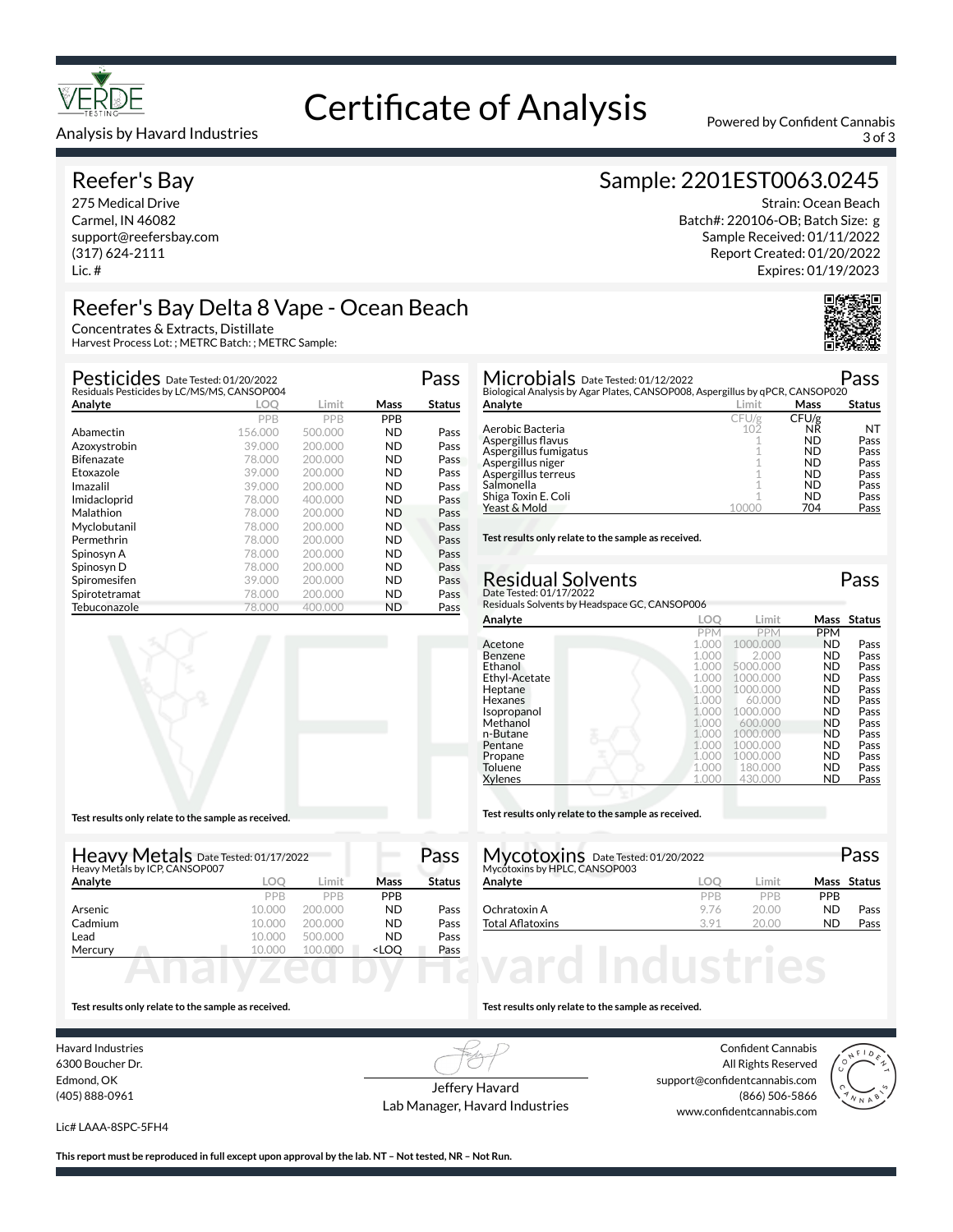# Certificate of Analysis

Analysis by Havard Industries

Powered by Confident Cannabis

## Reefer's Bay

275 Medical Drive
Carmel, IN 46082
support@reefersbay.com
(317) 624-2111
Lic. #

## Sample: 2201EST0063.0245

Strain: Ocean Beach
Batch#: 220106-OB; Batch Size: g
Sample Received: 01/11/2022
Report Created: 01/20/2022
Expires: 01/19/2023

## Reefer's Bay Delta 8 Vape - Ocean Beach

Concentrates & Extracts, Distillate
Harvest Process Lot: ; METRC Batch: ; METRC Sample:

### Pesticides — Date Tested: 01/20/2022 — Pass

Residuals Pesticides by LC/MS/MS, CANSOP004

| Analyte | LOQ | Limit | Mass | Status |
|---|---|---|---|---|
| | PPB | PPB | PPB | |
| Abamectin | 156.000 | 500.000 | ND | Pass |
| Azoxystrobin | 39.000 | 200.000 | ND | Pass |
| Bifenazate | 78.000 | 200.000 | ND | Pass |
| Etoxazole | 39.000 | 200.000 | ND | Pass |
| Imazalil | 39.000 | 200.000 | ND | Pass |
| Imidacloprid | 78.000 | 400.000 | ND | Pass |
| Malathion | 78.000 | 200.000 | ND | Pass |
| Myclobutanil | 78.000 | 200.000 | ND | Pass |
| Permethrin | 78.000 | 200.000 | ND | Pass |
| Spinosyn A | 78.000 | 200.000 | ND | Pass |
| Spinosyn D | 78.000 | 200.000 | ND | Pass |
| Spiromesifen | 39.000 | 200.000 | ND | Pass |
| Spirotetramat | 78.000 | 200.000 | ND | Pass |
| Tebuconazole | 78.000 | 400.000 | ND | Pass |

**Test results only relate to the sample as received.**

### Microbials — Date Tested: 01/12/2022 — Pass

Biological Analysis by Agar Plates, CANSOP008, Aspergillus by qPCR, CANSOP020

| Analyte | Limit | Mass | Status |
|---|---|---|---|
| | CFU/g | CFU/g | |
| Aerobic Bacteria | 102 | NR | NT |
| Aspergillus flavus | 1 | ND | Pass |
| Aspergillus fumigatus | 1 | ND | Pass |
| Aspergillus niger | 1 | ND | Pass |
| Aspergillus terreus | 1 | ND | Pass |
| Salmonella | 1 | ND | Pass |
| Shiga Toxin E. Coli | 1 | ND | Pass |
| Yeast & Mold | 10000 | 704 | Pass |

**Test results only relate to the sample as received.**

### Residual Solvents — Pass

Date Tested: 01/17/2022
Residuals Solvents by Headspace GC, CANSOP006

| Analyte | LOQ | Limit | Mass | Status |
|---|---|---|---|---|
| | PPM | PPM | PPM | |
| Acetone | 1.000 | 1000.000 | ND | Pass |
| Benzene | 1.000 | 2.000 | ND | Pass |
| Ethanol | 1.000 | 5000.000 | ND | Pass |
| Ethyl-Acetate | 1.000 | 1000.000 | ND | Pass |
| Heptane | 1.000 | 1000.000 | ND | Pass |
| Hexanes | 1.000 | 60.000 | ND | Pass |
| Isopropanol | 1.000 | 1000.000 | ND | Pass |
| Methanol | 1.000 | 600.000 | ND | Pass |
| n-Butane | 1.000 | 1000.000 | ND | Pass |
| Pentane | 1.000 | 1000.000 | ND | Pass |
| Propane | 1.000 | 1000.000 | ND | Pass |
| Toluene | 1.000 | 180.000 | ND | Pass |
| Xylenes | 1.000 | 430.000 | ND | Pass |

**Test results only relate to the sample as received.**

### Heavy Metals — Date Tested: 01/17/2022 — Pass

Heavy Metals by ICP, CANSOP007

| Analyte | LOQ | Limit | Mass | Status |
|---|---|---|---|---|
| | PPB | PPB | PPB | |
| Arsenic | 10.000 | 200.000 | ND | Pass |
| Cadmium | 10.000 | 200.000 | ND | Pass |
| Lead | 10.000 | 500.000 | ND | Pass |
| Mercury | 10.000 | 100.000 | <LOQ | Pass |

**Test results only relate to the sample as received.**

### Mycotoxins — Date Tested: 01/20/2022 — Pass

Mycotoxins by HPLC, CANSOP003

| Analyte | LOQ | Limit | Mass | Status |
|---|---|---|---|---|
| | PPB | PPB | PPB | |
| Ochratoxin A | 9.76 | 20.00 | ND | Pass |
| Total Aflatoxins | 3.91 | 20.00 | ND | Pass |

**Test results only relate to the sample as received.**

Havard Industries
6300 Boucher Dr.
Edmond, OK
(405) 888-0961

Lic# LAAA-8SPC-5FH4

Jeffery Havard
Lab Manager, Havard Industries

Confident Cannabis
All Rights Reserved
support@confidentcannabis.com
(866) 506-5866
www.confidentcannabis.com

**This report must be reproduced in full except upon approval by the lab. NT – Not tested, NR – Not Run.**